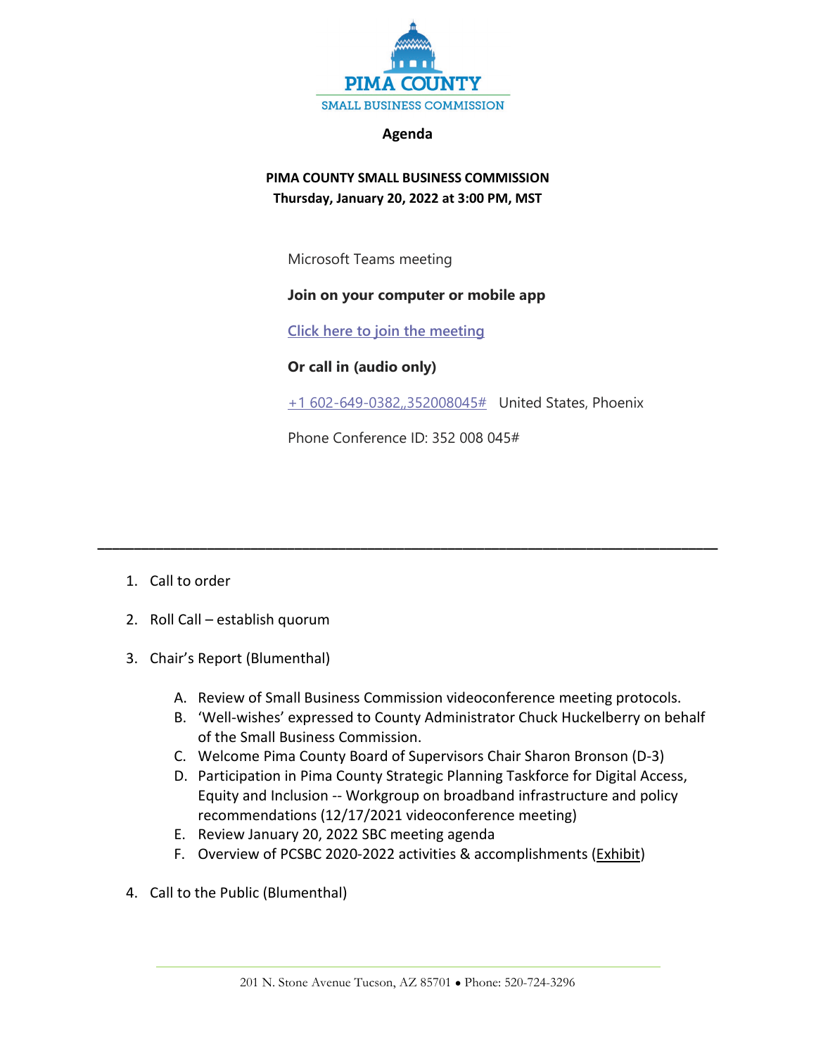PIMA COUNTY

SMALL BUSINESS COMMISSION

## Agenda

**PIMA COUNTY SMALL BUSINESS COMMISSION**
**Thursday, January 20, 2022 at 3:00 PM, MST**

Microsoft Teams meeting

**Join on your computer or mobile app**

Click here to join the meeting

**Or call in (audio only)**

+1 602-649-0382,,352008045# United States, Phoenix

Phone Conference ID: 352 008 045#

---

1. Call to order
2. Roll Call – establish quorum
3. Chair's Report (Blumenthal)
   A. Review of Small Business Commission videoconference meeting protocols.
   B. 'Well-wishes' expressed to County Administrator Chuck Huckelberry on behalf of the Small Business Commission.
   C. Welcome Pima County Board of Supervisors Chair Sharon Bronson (D-3)
   D. Participation in Pima County Strategic Planning Taskforce for Digital Access, Equity and Inclusion -- Workgroup on broadband infrastructure and policy recommendations (12/17/2021 videoconference meeting)
   E. Review January 20, 2022 SBC meeting agenda
   F. Overview of PCSBC 2020-2022 activities & accomplishments (Exhibit)
4. Call to the Public (Blumenthal)

201 N. Stone Avenue Tucson, AZ 85701 • Phone: 520-724-3296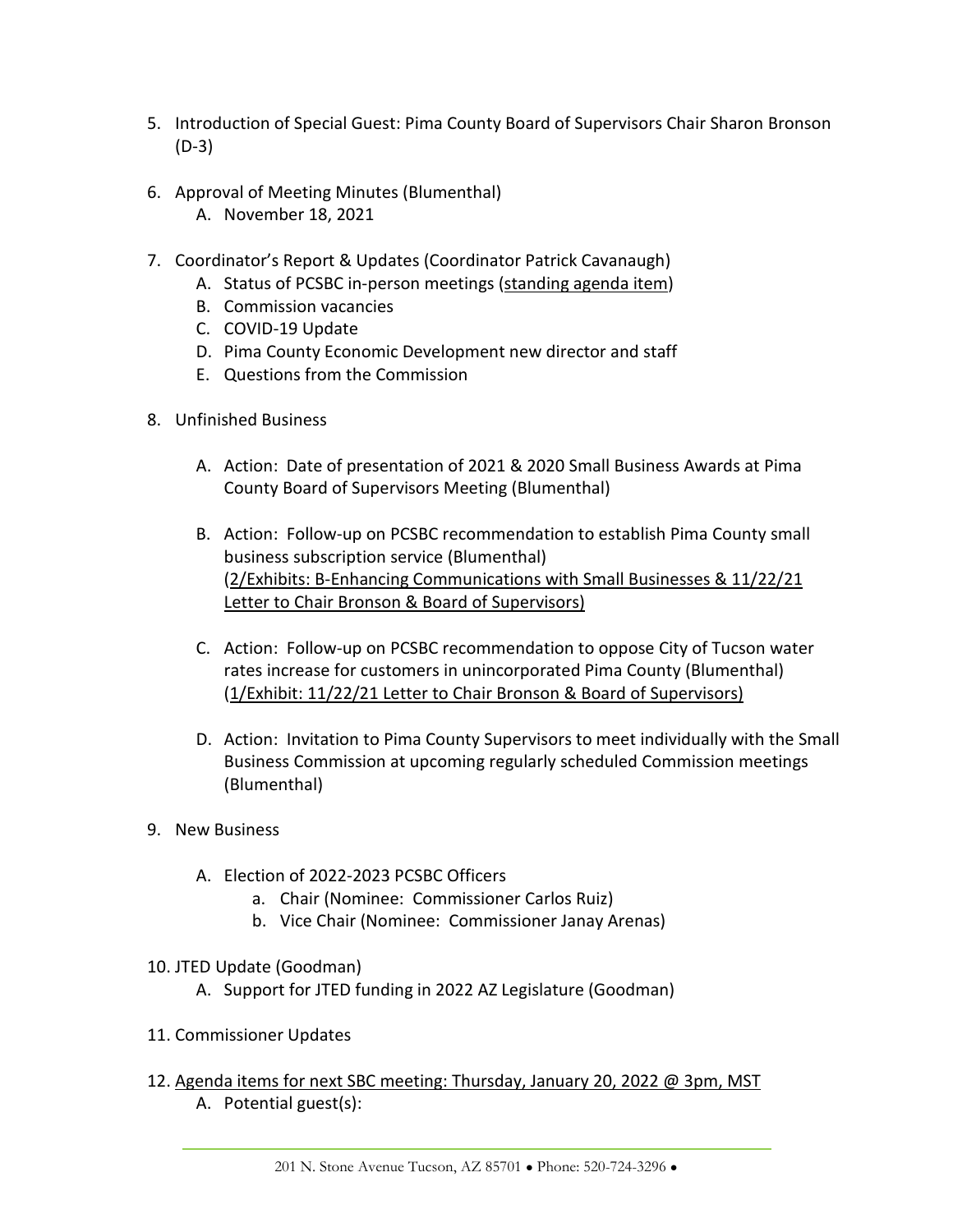5. Introduction of Special Guest: Pima County Board of Supervisors Chair Sharon Bronson (D-3)

6. Approval of Meeting Minutes (Blumenthal)
   A. November 18, 2021

7. Coordinator's Report & Updates (Coordinator Patrick Cavanaugh)
   A. Status of PCSBC in-person meetings (standing agenda item)
   B. Commission vacancies
   C. COVID-19 Update
   D. Pima County Economic Development new director and staff
   E. Questions from the Commission

8. Unfinished Business

   A. Action: Date of presentation of 2021 & 2020 Small Business Awards at Pima County Board of Supervisors Meeting (Blumenthal)

   B. Action: Follow-up on PCSBC recommendation to establish Pima County small business subscription service (Blumenthal)
   (2/Exhibits: B-Enhancing Communications with Small Businesses & 11/22/21 Letter to Chair Bronson & Board of Supervisors)

   C. Action: Follow-up on PCSBC recommendation to oppose City of Tucson water rates increase for customers in unincorporated Pima County (Blumenthal)
   (1/Exhibit: 11/22/21 Letter to Chair Bronson & Board of Supervisors)

   D. Action: Invitation to Pima County Supervisors to meet individually with the Small Business Commission at upcoming regularly scheduled Commission meetings (Blumenthal)

9. New Business

   A. Election of 2022-2023 PCSBC Officers
      a. Chair (Nominee: Commissioner Carlos Ruiz)
      b. Vice Chair (Nominee: Commissioner Janay Arenas)

10. JTED Update (Goodman)
    A. Support for JTED funding in 2022 AZ Legislature (Goodman)

11. Commissioner Updates

12. Agenda items for next SBC meeting: Thursday, January 20, 2022 @ 3pm, MST
    A. Potential guest(s):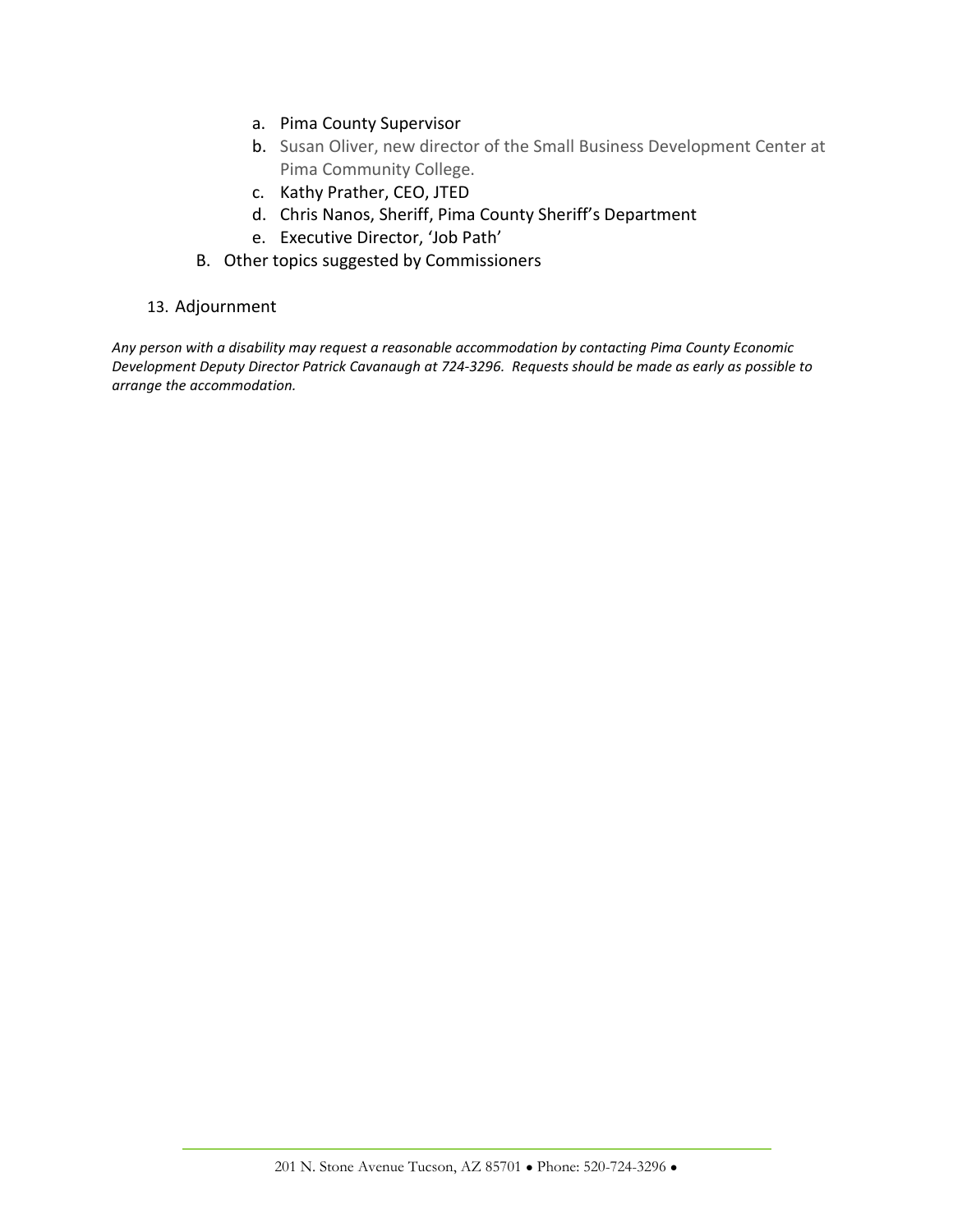a. Pima County Supervisor
b. Susan Oliver, new director of the Small Business Development Center at Pima Community College.
c. Kathy Prather, CEO, JTED
d. Chris Nanos, Sheriff, Pima County Sheriff's Department
e. Executive Director, 'Job Path'

B. Other topics suggested by Commissioners

13. Adjournment

*Any person with a disability may request a reasonable accommodation by contacting Pima County Economic Development Deputy Director Patrick Cavanaugh at 724-3296. Requests should be made as early as possible to arrange the accommodation.*